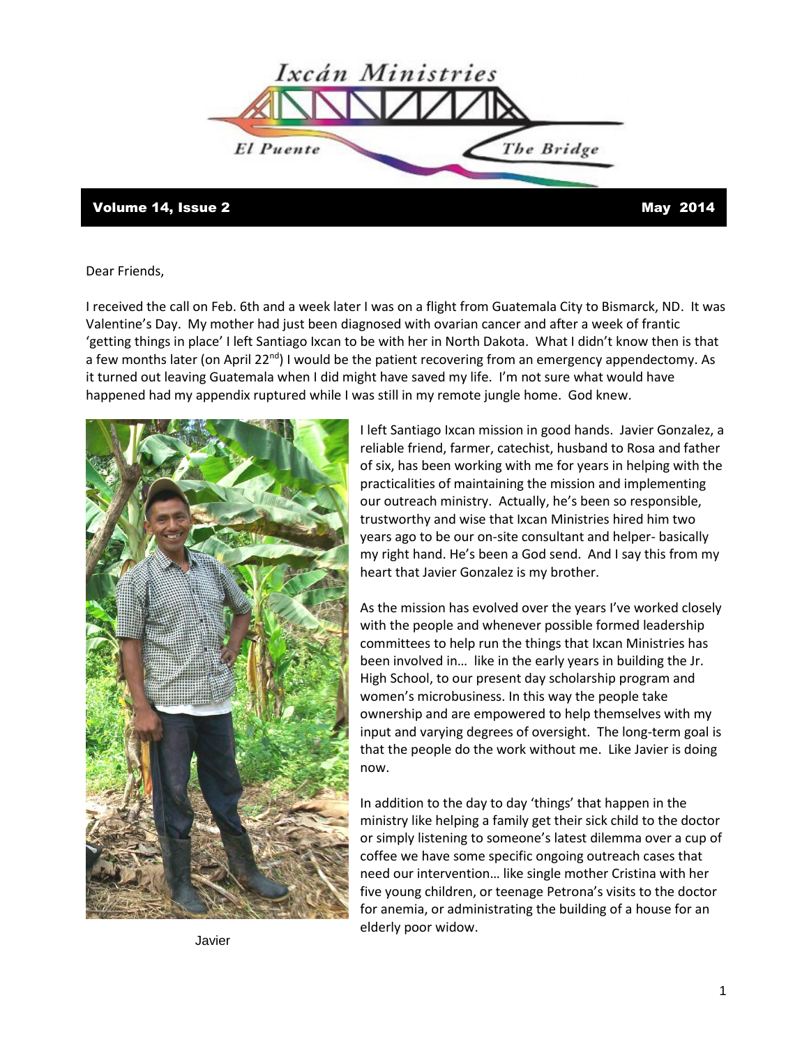# Ixcán Ministries

El Puente — The Bridge

**Volume 14, Issue 2** **May 2014**

Dear Friends,

I received the call on Feb. 6th and a week later I was on a flight from Guatemala City to Bismarck, ND. It was Valentine's Day. My mother had just been diagnosed with ovarian cancer and after a week of frantic 'getting things in place' I left Santiago Ixcan to be with her in North Dakota. What I didn't know then is that a few months later (on April 22nd) I would be the patient recovering from an emergency appendectomy. As it turned out leaving Guatemala when I did might have saved my life. I'm not sure what would have happened had my appendix ruptured while I was still in my remote jungle home. God knew.

I left Santiago Ixcan mission in good hands. Javier Gonzalez, a reliable friend, farmer, catechist, husband to Rosa and father of six, has been working with me for years in helping with the practicalities of maintaining the mission and implementing our outreach ministry. Actually, he's been so responsible, trustworthy and wise that Ixcan Ministries hired him two years ago to be our on-site consultant and helper- basically my right hand. He's been a God send. And I say this from my heart that Javier Gonzalez is my brother.

Javier

As the mission has evolved over the years I've worked closely with the people and whenever possible formed leadership committees to help run the things that Ixcan Ministries has been involved in… like in the early years in building the Jr. High School, to our present day scholarship program and women's microbusiness. In this way the people take ownership and are empowered to help themselves with my input and varying degrees of oversight. The long-term goal is that the people do the work without me. Like Javier is doing now.

In addition to the day to day 'things' that happen in the ministry like helping a family get their sick child to the doctor or simply listening to someone's latest dilemma over a cup of coffee we have some specific ongoing outreach cases that need our intervention… like single mother Cristina with her five young children, or teenage Petrona's visits to the doctor for anemia, or administrating the building of a house for an elderly poor widow.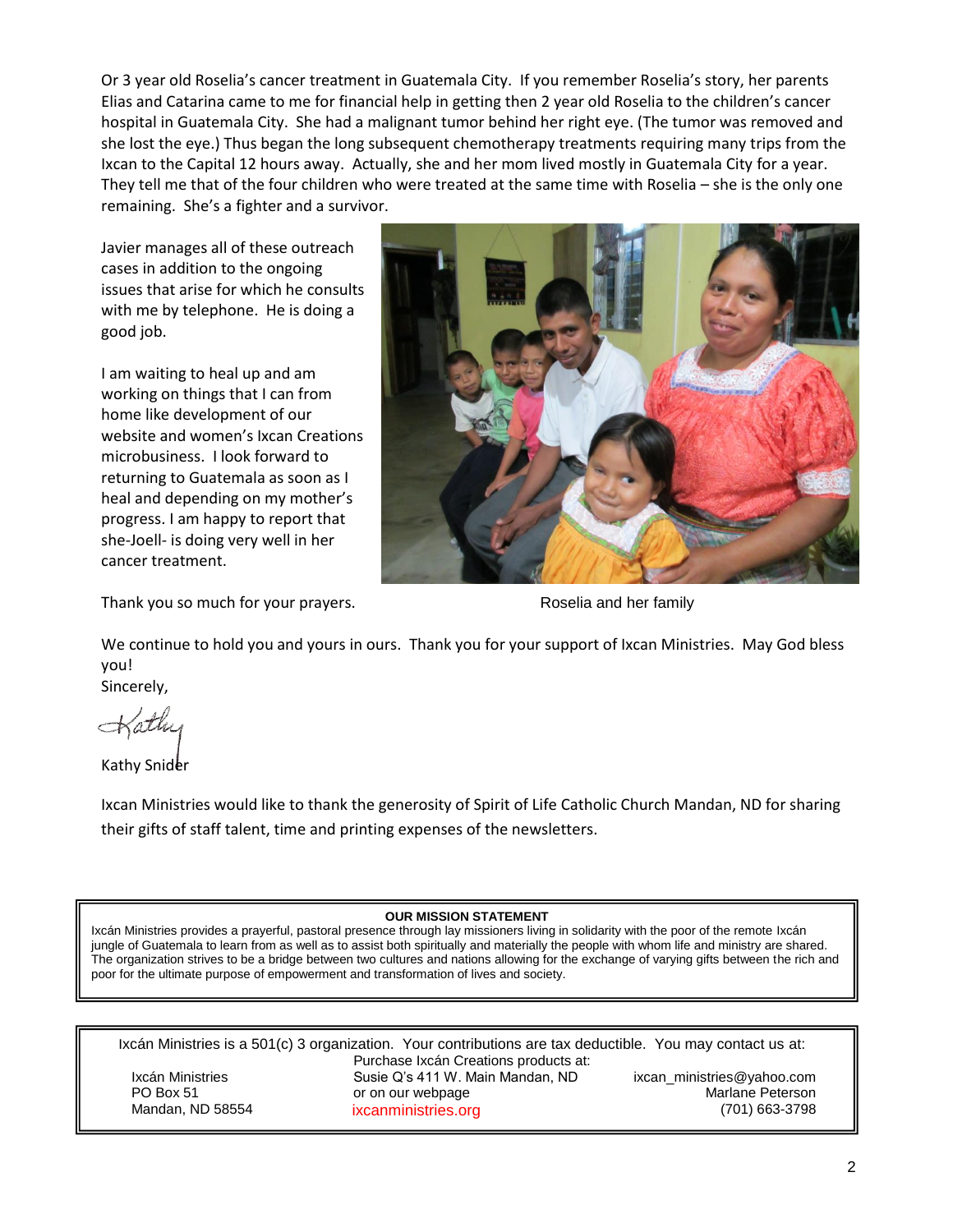Or 3 year old Roselia's cancer treatment in Guatemala City. If you remember Roselia's story, her parents Elias and Catarina came to me for financial help in getting then 2 year old Roselia to the children's cancer hospital in Guatemala City. She had a malignant tumor behind her right eye. (The tumor was removed and she lost the eye.) Thus began the long subsequent chemotherapy treatments requiring many trips from the Ixcan to the Capital 12 hours away. Actually, she and her mom lived mostly in Guatemala City for a year. They tell me that of the four children who were treated at the same time with Roselia – she is the only one remaining. She's a fighter and a survivor.

Javier manages all of these outreach cases in addition to the ongoing issues that arise for which he consults with me by telephone. He is doing a good job.

I am waiting to heal up and am working on things that I can from home like development of our website and women's Ixcan Creations microbusiness. I look forward to returning to Guatemala as soon as I heal and depending on my mother's progress. I am happy to report that she-Joell- is doing very well in her cancer treatment.

Thank you so much for your prayers.

Roselia and her family

We continue to hold you and yours in ours. Thank you for your support of Ixcan Ministries. May God bless you!

Sincerely,

Kathy

Kathy Snider

Ixcan Ministries would like to thank the generosity of Spirit of Life Catholic Church Mandan, ND for sharing their gifts of staff talent, time and printing expenses of the newsletters.

**OUR MISSION STATEMENT**

Ixcán Ministries provides a prayerful, pastoral presence through lay missioners living in solidarity with the poor of the remote Ixcán jungle of Guatemala to learn from as well as to assist both spiritually and materially the people with whom life and ministry are shared. The organization strives to be a bridge between two cultures and nations allowing for the exchange of varying gifts between the rich and poor for the ultimate purpose of empowerment and transformation of lives and society.

Ixcán Ministries is a 501(c) 3 organization. Your contributions are tax deductible. You may contact us at:

Ixcán Ministries
PO Box 51
Mandan, ND 58554

Purchase Ixcán Creations products at:
Susie Q's 411 W. Main Mandan, ND
or on our webpage
ixcanministries.org

ixcan_ministries@yahoo.com
Marlane Peterson
(701) 663-3798